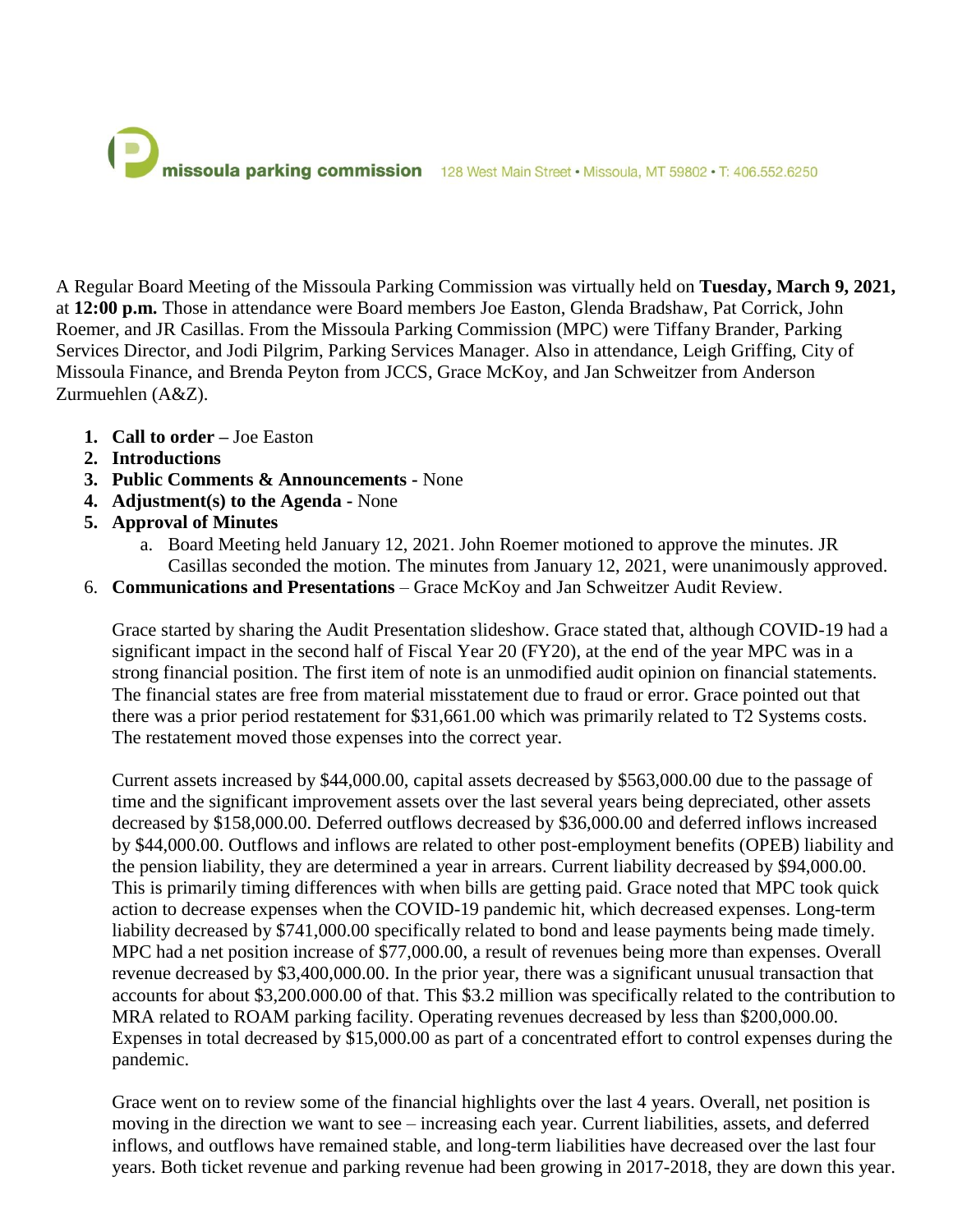**missoula parking commission** 128 West Main Street • Missoula, MT 59802 • T: 406.552.6250

A Regular Board Meeting of the Missoula Parking Commission was virtually held on **Tuesday, March 9, 2021,** at **12:00 p.m.** Those in attendance were Board members Joe Easton, Glenda Bradshaw, Pat Corrick, John Roemer, and JR Casillas. From the Missoula Parking Commission (MPC) were Tiffany Brander, Parking Services Director, and Jodi Pilgrim, Parking Services Manager. Also in attendance, Leigh Griffing, City of Missoula Finance, and Brenda Peyton from JCCS, Grace McKoy, and Jan Schweitzer from Anderson Zurmuehlen (A&Z).

1. **Call to order –** Joe Easton
2. **Introductions**
3. **Public Comments & Announcements** - None
4. **Adjustment(s) to the Agenda -** None
5. **Approval of Minutes**
   a. Board Meeting held January 12, 2021. John Roemer motioned to approve the minutes. JR Casillas seconded the motion. The minutes from January 12, 2021, were unanimously approved.
6. **Communications and Presentations** – Grace McKoy and Jan Schweitzer Audit Review.

   Grace started by sharing the Audit Presentation slideshow. Grace stated that, although COVID-19 had a significant impact in the second half of Fiscal Year 20 (FY20), at the end of the year MPC was in a strong financial position. The first item of note is an unmodified audit opinion on financial statements. The financial states are free from material misstatement due to fraud or error. Grace pointed out that there was a prior period restatement for $31,661.00 which was primarily related to T2 Systems costs. The restatement moved those expenses into the correct year.

   Current assets increased by $44,000.00, capital assets decreased by $563,000.00 due to the passage of time and the significant improvement assets over the last several years being depreciated, other assets decreased by $158,000.00. Deferred outflows decreased by $36,000.00 and deferred inflows increased by $44,000.00. Outflows and inflows are related to other post-employment benefits (OPEB) liability and the pension liability, they are determined a year in arrears. Current liability decreased by $94,000.00. This is primarily timing differences with when bills are getting paid. Grace noted that MPC took quick action to decrease expenses when the COVID-19 pandemic hit, which decreased expenses. Long-term liability decreased by $741,000.00 specifically related to bond and lease payments being made timely. MPC had a net position increase of $77,000.00, a result of revenues being more than expenses. Overall revenue decreased by $3,400,000.00. In the prior year, there was a significant unusual transaction that accounts for about $3,200.000.00 of that. This $3.2 million was specifically related to the contribution to MRA related to ROAM parking facility. Operating revenues decreased by less than $200,000.00. Expenses in total decreased by $15,000.00 as part of a concentrated effort to control expenses during the pandemic.

   Grace went on to review some of the financial highlights over the last 4 years. Overall, net position is moving in the direction we want to see – increasing each year. Current liabilities, assets, and deferred inflows, and outflows have remained stable, and long-term liabilities have decreased over the last four years. Both ticket revenue and parking revenue had been growing in 2017-2018, they are down this year.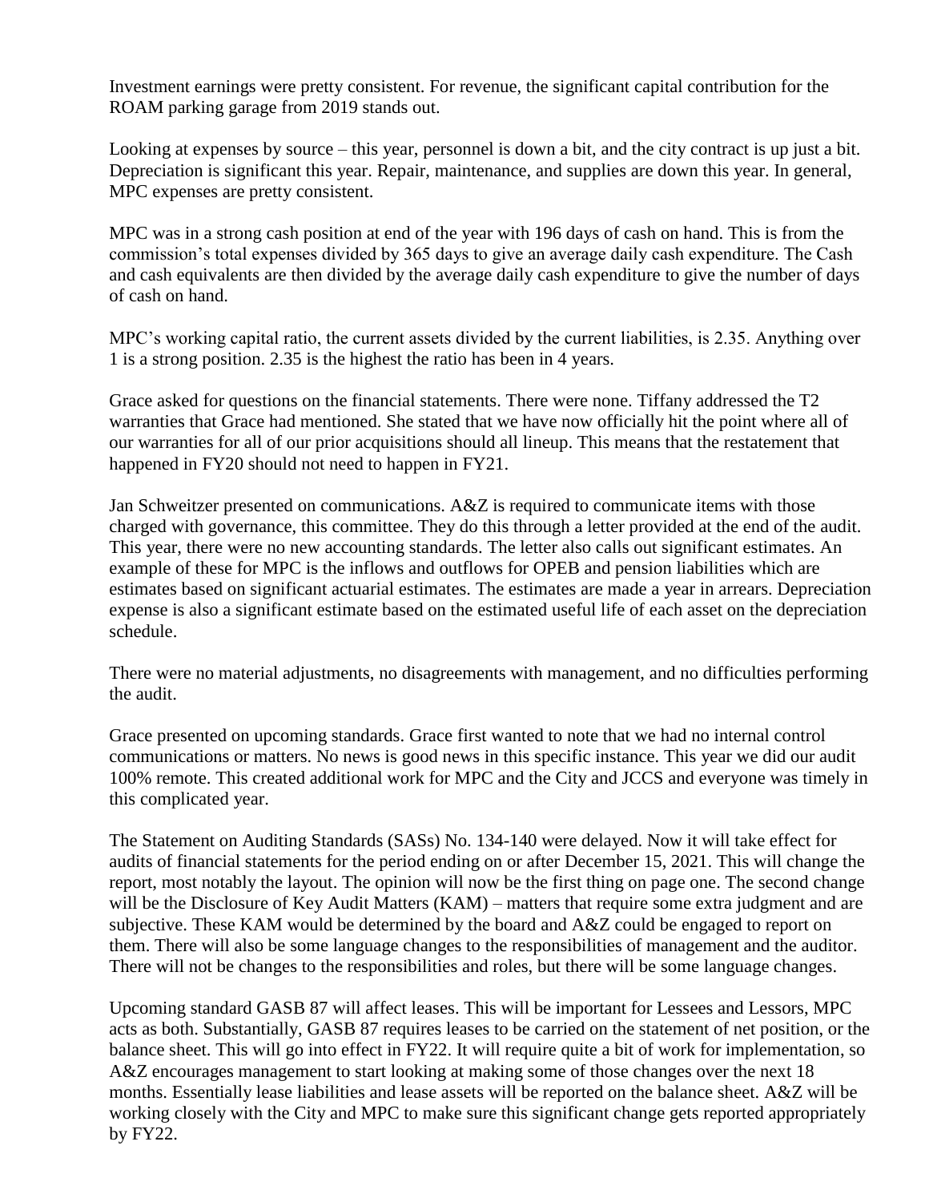Investment earnings were pretty consistent. For revenue, the significant capital contribution for the ROAM parking garage from 2019 stands out.

Looking at expenses by source – this year, personnel is down a bit, and the city contract is up just a bit. Depreciation is significant this year. Repair, maintenance, and supplies are down this year. In general, MPC expenses are pretty consistent.

MPC was in a strong cash position at end of the year with 196 days of cash on hand. This is from the commission's total expenses divided by 365 days to give an average daily cash expenditure. The Cash and cash equivalents are then divided by the average daily cash expenditure to give the number of days of cash on hand.

MPC's working capital ratio, the current assets divided by the current liabilities, is 2.35. Anything over 1 is a strong position. 2.35 is the highest the ratio has been in 4 years.

Grace asked for questions on the financial statements. There were none. Tiffany addressed the T2 warranties that Grace had mentioned. She stated that we have now officially hit the point where all of our warranties for all of our prior acquisitions should all lineup. This means that the restatement that happened in FY20 should not need to happen in FY21.

Jan Schweitzer presented on communications. A&Z is required to communicate items with those charged with governance, this committee. They do this through a letter provided at the end of the audit. This year, there were no new accounting standards. The letter also calls out significant estimates. An example of these for MPC is the inflows and outflows for OPEB and pension liabilities which are estimates based on significant actuarial estimates. The estimates are made a year in arrears. Depreciation expense is also a significant estimate based on the estimated useful life of each asset on the depreciation schedule.

There were no material adjustments, no disagreements with management, and no difficulties performing the audit.

Grace presented on upcoming standards. Grace first wanted to note that we had no internal control communications or matters. No news is good news in this specific instance. This year we did our audit 100% remote. This created additional work for MPC and the City and JCCS and everyone was timely in this complicated year.

The Statement on Auditing Standards (SASs) No. 134-140 were delayed. Now it will take effect for audits of financial statements for the period ending on or after December 15, 2021. This will change the report, most notably the layout. The opinion will now be the first thing on page one. The second change will be the Disclosure of Key Audit Matters (KAM) – matters that require some extra judgment and are subjective. These KAM would be determined by the board and A&Z could be engaged to report on them. There will also be some language changes to the responsibilities of management and the auditor. There will not be changes to the responsibilities and roles, but there will be some language changes.

Upcoming standard GASB 87 will affect leases. This will be important for Lessees and Lessors, MPC acts as both. Substantially, GASB 87 requires leases to be carried on the statement of net position, or the balance sheet. This will go into effect in FY22. It will require quite a bit of work for implementation, so A&Z encourages management to start looking at making some of those changes over the next 18 months. Essentially lease liabilities and lease assets will be reported on the balance sheet. A&Z will be working closely with the City and MPC to make sure this significant change gets reported appropriately by FY22.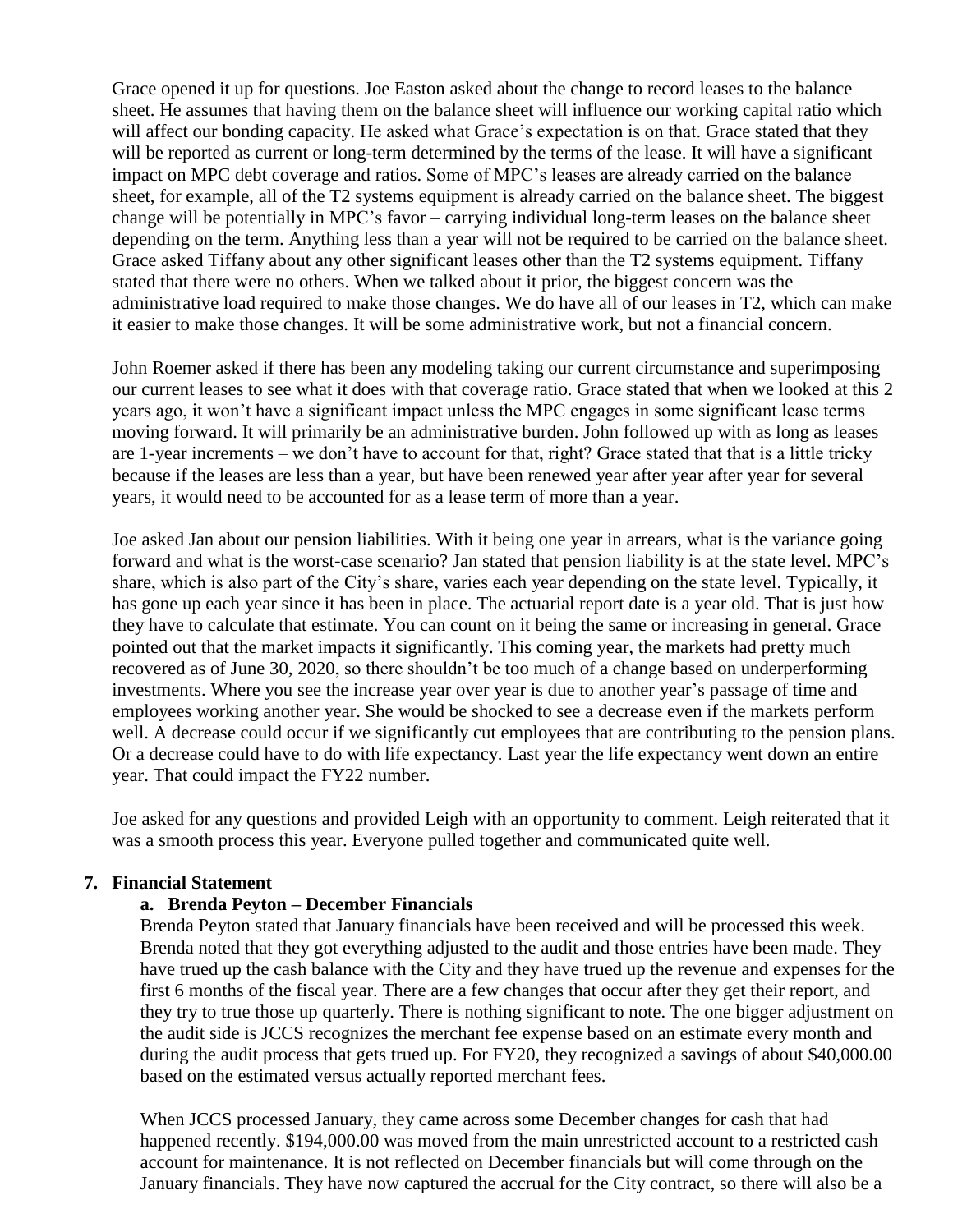Grace opened it up for questions. Joe Easton asked about the change to record leases to the balance sheet. He assumes that having them on the balance sheet will influence our working capital ratio which will affect our bonding capacity. He asked what Grace's expectation is on that. Grace stated that they will be reported as current or long-term determined by the terms of the lease. It will have a significant impact on MPC debt coverage and ratios. Some of MPC's leases are already carried on the balance sheet, for example, all of the T2 systems equipment is already carried on the balance sheet. The biggest change will be potentially in MPC's favor – carrying individual long-term leases on the balance sheet depending on the term. Anything less than a year will not be required to be carried on the balance sheet. Grace asked Tiffany about any other significant leases other than the T2 systems equipment. Tiffany stated that there were no others. When we talked about it prior, the biggest concern was the administrative load required to make those changes. We do have all of our leases in T2, which can make it easier to make those changes. It will be some administrative work, but not a financial concern.

John Roemer asked if there has been any modeling taking our current circumstance and superimposing our current leases to see what it does with that coverage ratio. Grace stated that when we looked at this 2 years ago, it won't have a significant impact unless the MPC engages in some significant lease terms moving forward. It will primarily be an administrative burden. John followed up with as long as leases are 1-year increments – we don't have to account for that, right? Grace stated that that is a little tricky because if the leases are less than a year, but have been renewed year after year after year for several years, it would need to be accounted for as a lease term of more than a year.

Joe asked Jan about our pension liabilities. With it being one year in arrears, what is the variance going forward and what is the worst-case scenario? Jan stated that pension liability is at the state level. MPC's share, which is also part of the City's share, varies each year depending on the state level. Typically, it has gone up each year since it has been in place. The actuarial report date is a year old. That is just how they have to calculate that estimate. You can count on it being the same or increasing in general. Grace pointed out that the market impacts it significantly. This coming year, the markets had pretty much recovered as of June 30, 2020, so there shouldn't be too much of a change based on underperforming investments. Where you see the increase year over year is due to another year's passage of time and employees working another year. She would be shocked to see a decrease even if the markets perform well. A decrease could occur if we significantly cut employees that are contributing to the pension plans. Or a decrease could have to do with life expectancy. Last year the life expectancy went down an entire year. That could impact the FY22 number.

Joe asked for any questions and provided Leigh with an opportunity to comment. Leigh reiterated that it was a smooth process this year. Everyone pulled together and communicated quite well.

**7. Financial Statement**

**a. Brenda Peyton – December Financials**

Brenda Peyton stated that January financials have been received and will be processed this week. Brenda noted that they got everything adjusted to the audit and those entries have been made. They have trued up the cash balance with the City and they have trued up the revenue and expenses for the first 6 months of the fiscal year. There are a few changes that occur after they get their report, and they try to true those up quarterly. There is nothing significant to note. The one bigger adjustment on the audit side is JCCS recognizes the merchant fee expense based on an estimate every month and during the audit process that gets trued up. For FY20, they recognized a savings of about $40,000.00 based on the estimated versus actually reported merchant fees.

When JCCS processed January, they came across some December changes for cash that had happened recently. $194,000.00 was moved from the main unrestricted account to a restricted cash account for maintenance. It is not reflected on December financials but will come through on the January financials. They have now captured the accrual for the City contract, so there will also be a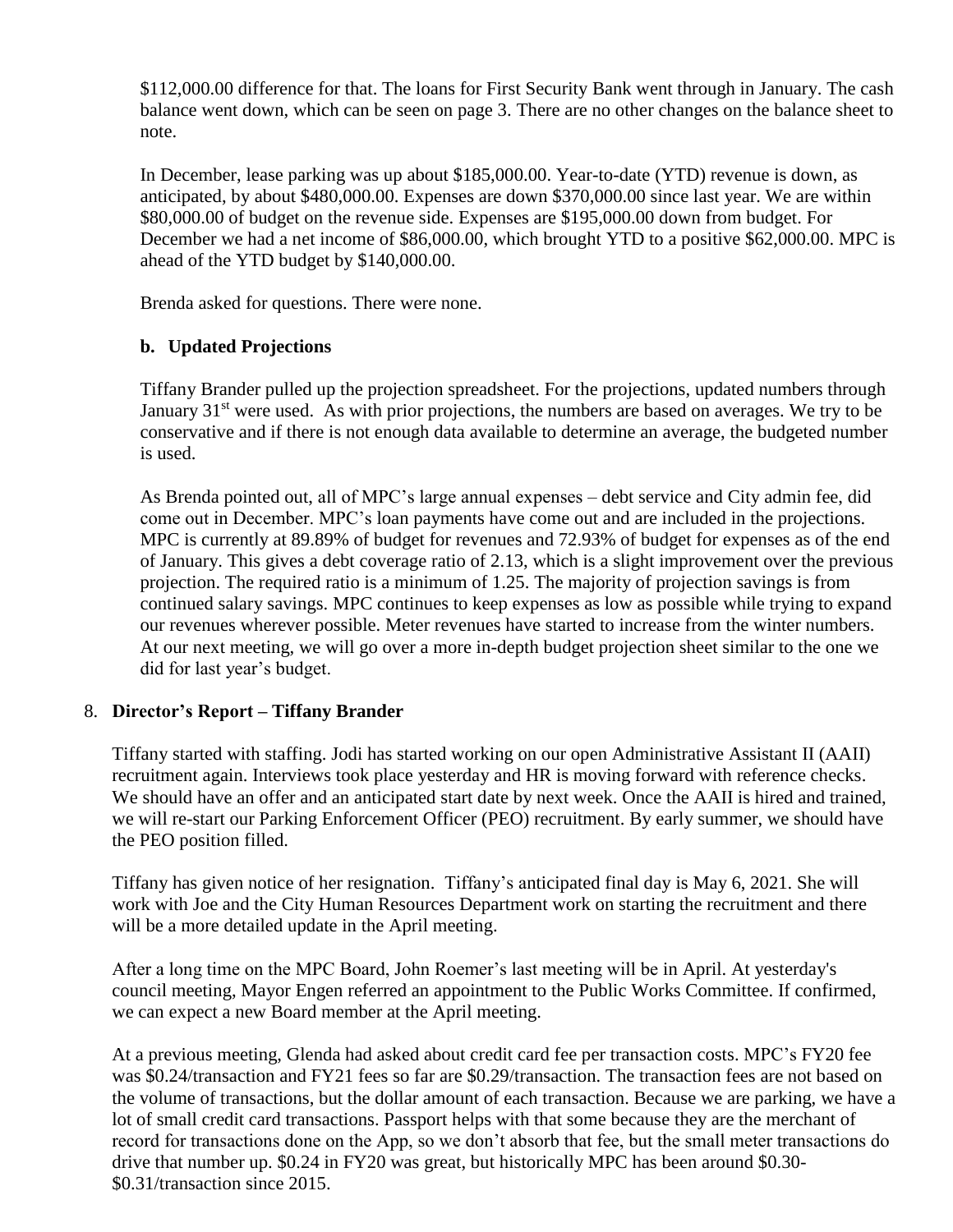$112,000.00 difference for that. The loans for First Security Bank went through in January. The cash balance went down, which can be seen on page 3. There are no other changes on the balance sheet to note.

In December, lease parking was up about $185,000.00. Year-to-date (YTD) revenue is down, as anticipated, by about $480,000.00. Expenses are down $370,000.00 since last year. We are within $80,000.00 of budget on the revenue side. Expenses are $195,000.00 down from budget. For December we had a net income of $86,000.00, which brought YTD to a positive $62,000.00. MPC is ahead of the YTD budget by $140,000.00.

Brenda asked for questions. There were none.

**b. Updated Projections**

Tiffany Brander pulled up the projection spreadsheet. For the projections, updated numbers through January 31st were used. As with prior projections, the numbers are based on averages. We try to be conservative and if there is not enough data available to determine an average, the budgeted number is used.

As Brenda pointed out, all of MPC's large annual expenses – debt service and City admin fee, did come out in December. MPC's loan payments have come out and are included in the projections. MPC is currently at 89.89% of budget for revenues and 72.93% of budget for expenses as of the end of January. This gives a debt coverage ratio of 2.13, which is a slight improvement over the previous projection. The required ratio is a minimum of 1.25. The majority of projection savings is from continued salary savings. MPC continues to keep expenses as low as possible while trying to expand our revenues wherever possible. Meter revenues have started to increase from the winter numbers. At our next meeting, we will go over a more in-depth budget projection sheet similar to the one we did for last year's budget.

8. **Director's Report – Tiffany Brander**

Tiffany started with staffing. Jodi has started working on our open Administrative Assistant II (AAII) recruitment again. Interviews took place yesterday and HR is moving forward with reference checks. We should have an offer and an anticipated start date by next week. Once the AAII is hired and trained, we will re-start our Parking Enforcement Officer (PEO) recruitment. By early summer, we should have the PEO position filled.

Tiffany has given notice of her resignation. Tiffany's anticipated final day is May 6, 2021. She will work with Joe and the City Human Resources Department work on starting the recruitment and there will be a more detailed update in the April meeting.

After a long time on the MPC Board, John Roemer's last meeting will be in April. At yesterday's council meeting, Mayor Engen referred an appointment to the Public Works Committee. If confirmed, we can expect a new Board member at the April meeting.

At a previous meeting, Glenda had asked about credit card fee per transaction costs. MPC's FY20 fee was $0.24/transaction and FY21 fees so far are $0.29/transaction. The transaction fees are not based on the volume of transactions, but the dollar amount of each transaction. Because we are parking, we have a lot of small credit card transactions. Passport helps with that some because they are the merchant of record for transactions done on the App, so we don't absorb that fee, but the small meter transactions do drive that number up. $0.24 in FY20 was great, but historically MPC has been around $0.30-$0.31/transaction since 2015.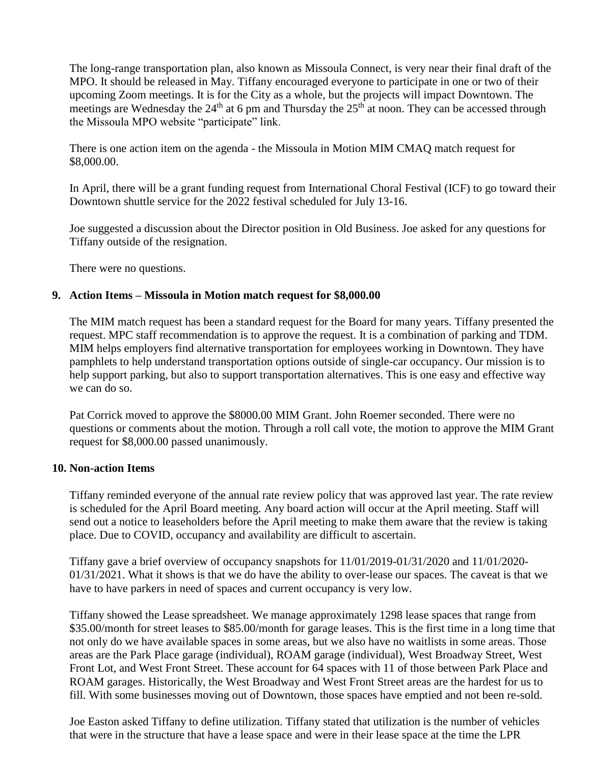The long-range transportation plan, also known as Missoula Connect, is very near their final draft of the MPO. It should be released in May. Tiffany encouraged everyone to participate in one or two of their upcoming Zoom meetings. It is for the City as a whole, but the projects will impact Downtown. The meetings are Wednesday the 24th at 6 pm and Thursday the 25th at noon. They can be accessed through the Missoula MPO website "participate" link.

There is one action item on the agenda - the Missoula in Motion MIM CMAQ match request for $8,000.00.

In April, there will be a grant funding request from International Choral Festival (ICF) to go toward their Downtown shuttle service for the 2022 festival scheduled for July 13-16.

Joe suggested a discussion about the Director position in Old Business. Joe asked for any questions for Tiffany outside of the resignation.

There were no questions.

**9. Action Items – Missoula in Motion match request for $8,000.00**

The MIM match request has been a standard request for the Board for many years. Tiffany presented the request. MPC staff recommendation is to approve the request. It is a combination of parking and TDM. MIM helps employers find alternative transportation for employees working in Downtown. They have pamphlets to help understand transportation options outside of single-car occupancy. Our mission is to help support parking, but also to support transportation alternatives. This is one easy and effective way we can do so.

Pat Corrick moved to approve the $8000.00 MIM Grant. John Roemer seconded. There were no questions or comments about the motion. Through a roll call vote, the motion to approve the MIM Grant request for $8,000.00 passed unanimously.

**10. Non-action Items**

Tiffany reminded everyone of the annual rate review policy that was approved last year. The rate review is scheduled for the April Board meeting. Any board action will occur at the April meeting. Staff will send out a notice to leaseholders before the April meeting to make them aware that the review is taking place. Due to COVID, occupancy and availability are difficult to ascertain.

Tiffany gave a brief overview of occupancy snapshots for 11/01/2019-01/31/2020 and 11/01/2020-01/31/2021. What it shows is that we do have the ability to over-lease our spaces. The caveat is that we have to have parkers in need of spaces and current occupancy is very low.

Tiffany showed the Lease spreadsheet. We manage approximately 1298 lease spaces that range from $35.00/month for street leases to $85.00/month for garage leases. This is the first time in a long time that not only do we have available spaces in some areas, but we also have no waitlists in some areas. Those areas are the Park Place garage (individual), ROAM garage (individual), West Broadway Street, West Front Lot, and West Front Street. These account for 64 spaces with 11 of those between Park Place and ROAM garages. Historically, the West Broadway and West Front Street areas are the hardest for us to fill. With some businesses moving out of Downtown, those spaces have emptied and not been re-sold.

Joe Easton asked Tiffany to define utilization. Tiffany stated that utilization is the number of vehicles that were in the structure that have a lease space and were in their lease space at the time the LPR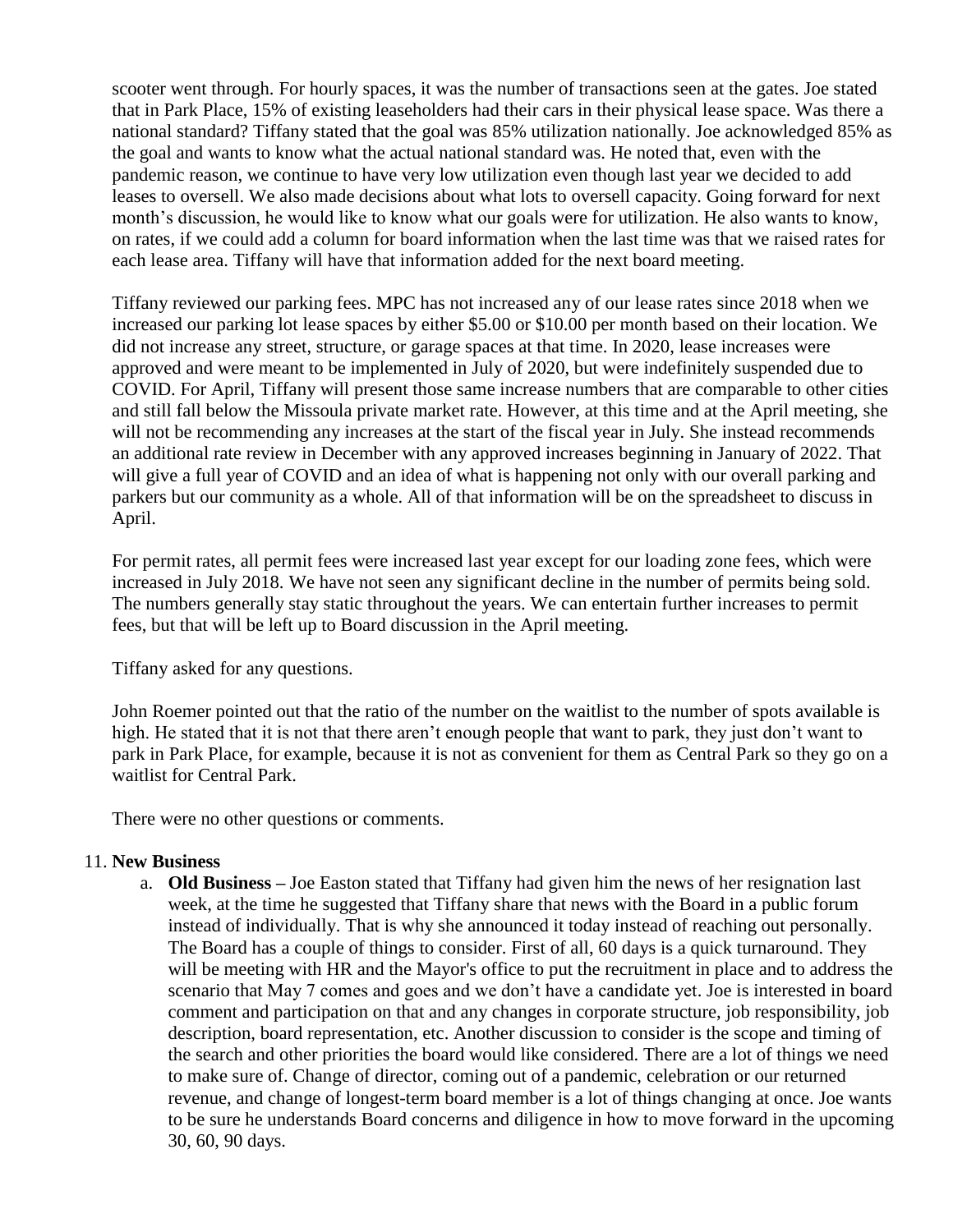scooter went through. For hourly spaces, it was the number of transactions seen at the gates. Joe stated that in Park Place, 15% of existing leaseholders had their cars in their physical lease space. Was there a national standard? Tiffany stated that the goal was 85% utilization nationally. Joe acknowledged 85% as the goal and wants to know what the actual national standard was. He noted that, even with the pandemic reason, we continue to have very low utilization even though last year we decided to add leases to oversell. We also made decisions about what lots to oversell capacity. Going forward for next month's discussion, he would like to know what our goals were for utilization. He also wants to know, on rates, if we could add a column for board information when the last time was that we raised rates for each lease area. Tiffany will have that information added for the next board meeting.

Tiffany reviewed our parking fees. MPC has not increased any of our lease rates since 2018 when we increased our parking lot lease spaces by either \$5.00 or \$10.00 per month based on their location. We did not increase any street, structure, or garage spaces at that time. In 2020, lease increases were approved and were meant to be implemented in July of 2020, but were indefinitely suspended due to COVID. For April, Tiffany will present those same increase numbers that are comparable to other cities and still fall below the Missoula private market rate. However, at this time and at the April meeting, she will not be recommending any increases at the start of the fiscal year in July. She instead recommends an additional rate review in December with any approved increases beginning in January of 2022. That will give a full year of COVID and an idea of what is happening not only with our overall parking and parkers but our community as a whole. All of that information will be on the spreadsheet to discuss in April.

For permit rates, all permit fees were increased last year except for our loading zone fees, which were increased in July 2018. We have not seen any significant decline in the number of permits being sold. The numbers generally stay static throughout the years. We can entertain further increases to permit fees, but that will be left up to Board discussion in the April meeting.

Tiffany asked for any questions.

John Roemer pointed out that the ratio of the number on the waitlist to the number of spots available is high. He stated that it is not that there aren't enough people that want to park, they just don't want to park in Park Place, for example, because it is not as convenient for them as Central Park so they go on a waitlist for Central Park.

There were no other questions or comments.

11. **New Business**
    a. **Old Business –** Joe Easton stated that Tiffany had given him the news of her resignation last week, at the time he suggested that Tiffany share that news with the Board in a public forum instead of individually. That is why she announced it today instead of reaching out personally. The Board has a couple of things to consider. First of all, 60 days is a quick turnaround. They will be meeting with HR and the Mayor's office to put the recruitment in place and to address the scenario that May 7 comes and goes and we don't have a candidate yet. Joe is interested in board comment and participation on that and any changes in corporate structure, job responsibility, job description, board representation, etc. Another discussion to consider is the scope and timing of the search and other priorities the board would like considered. There are a lot of things we need to make sure of. Change of director, coming out of a pandemic, celebration or our returned revenue, and change of longest-term board member is a lot of things changing at once. Joe wants to be sure he understands Board concerns and diligence in how to move forward in the upcoming 30, 60, 90 days.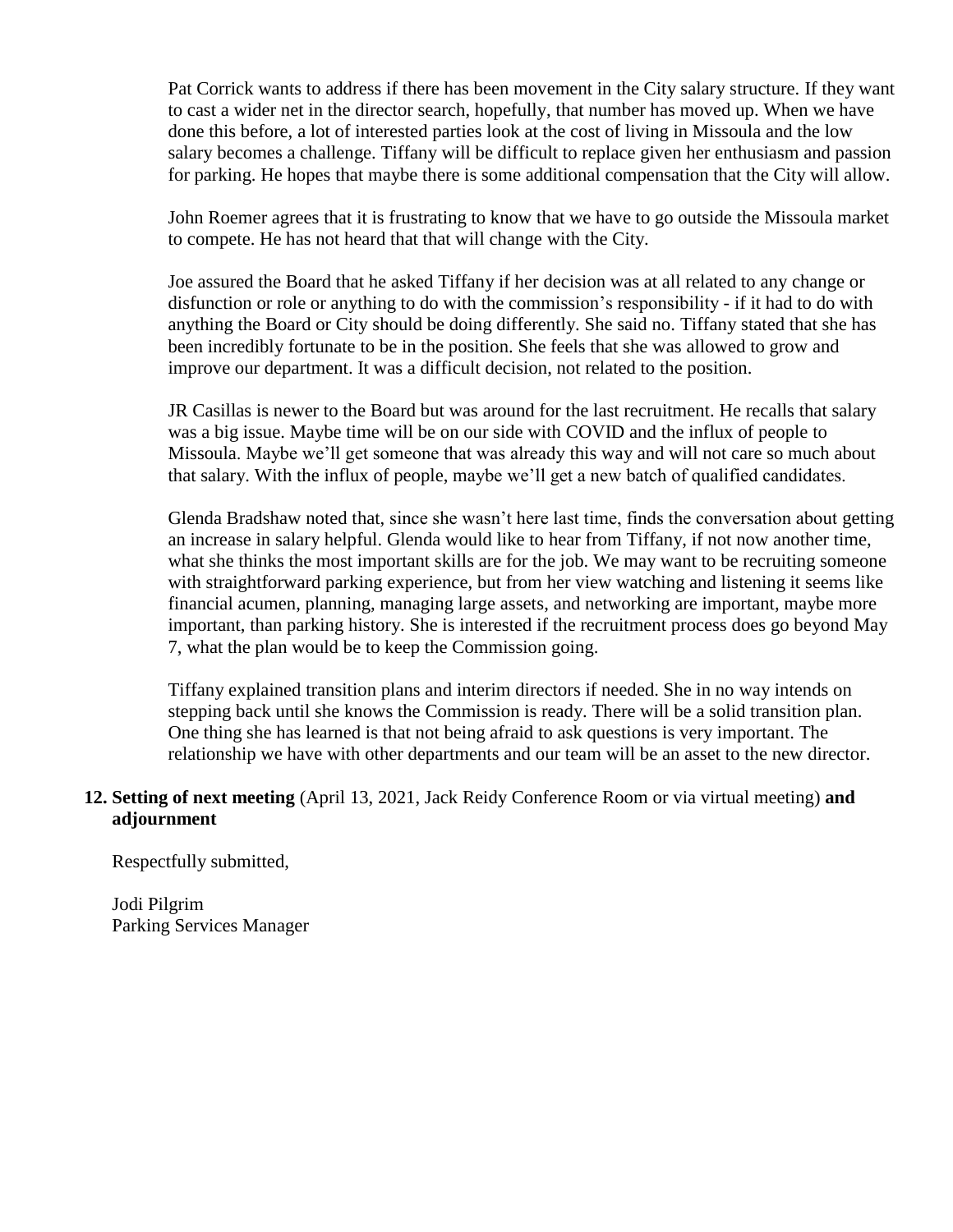Pat Corrick wants to address if there has been movement in the City salary structure. If they want to cast a wider net in the director search, hopefully, that number has moved up. When we have done this before, a lot of interested parties look at the cost of living in Missoula and the low salary becomes a challenge. Tiffany will be difficult to replace given her enthusiasm and passion for parking. He hopes that maybe there is some additional compensation that the City will allow.

John Roemer agrees that it is frustrating to know that we have to go outside the Missoula market to compete. He has not heard that that will change with the City.

Joe assured the Board that he asked Tiffany if her decision was at all related to any change or disfunction or role or anything to do with the commission's responsibility - if it had to do with anything the Board or City should be doing differently. She said no. Tiffany stated that she has been incredibly fortunate to be in the position. She feels that she was allowed to grow and improve our department. It was a difficult decision, not related to the position.

JR Casillas is newer to the Board but was around for the last recruitment. He recalls that salary was a big issue. Maybe time will be on our side with COVID and the influx of people to Missoula. Maybe we'll get someone that was already this way and will not care so much about that salary. With the influx of people, maybe we'll get a new batch of qualified candidates.

Glenda Bradshaw noted that, since she wasn't here last time, finds the conversation about getting an increase in salary helpful. Glenda would like to hear from Tiffany, if not now another time, what she thinks the most important skills are for the job. We may want to be recruiting someone with straightforward parking experience, but from her view watching and listening it seems like financial acumen, planning, managing large assets, and networking are important, maybe more important, than parking history. She is interested if the recruitment process does go beyond May 7, what the plan would be to keep the Commission going.

Tiffany explained transition plans and interim directors if needed. She in no way intends on stepping back until she knows the Commission is ready. There will be a solid transition plan. One thing she has learned is that not being afraid to ask questions is very important. The relationship we have with other departments and our team will be an asset to the new director.

**12. Setting of next meeting** (April 13, 2021, Jack Reidy Conference Room or via virtual meeting) **and adjournment**

Respectfully submitted,

Jodi Pilgrim
Parking Services Manager